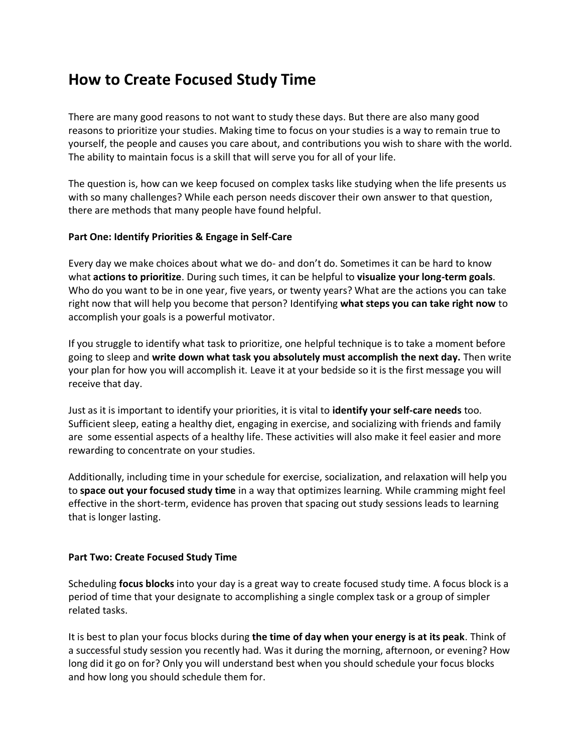# How to Create Focused Study Time

There are many good reasons to not want to study these days. But there are also many good reasons to prioritize your studies. Making time to focus on your studies is a way to remain true to yourself, the people and causes you care about, and contributions you wish to share with the world. The ability to maintain focus is a skill that will serve you for all of your life.

The question is, how can we keep focused on complex tasks like studying when the life presents us with so many challenges? While each person needs discover their own answer to that question, there are methods that many people have found helpful.

**Part One: Identify Priorities & Engage in Self-Care**

Every day we make choices about what we do- and don't do. Sometimes it can be hard to know what **actions to prioritize**. During such times, it can be helpful to **visualize your long-term goals**. Who do you want to be in one year, five years, or twenty years? What are the actions you can take right now that will help you become that person? Identifying **what steps you can take right now** to accomplish your goals is a powerful motivator.

If you struggle to identify what task to prioritize, one helpful technique is to take a moment before going to sleep and **write down what task you absolutely must accomplish the next day.** Then write your plan for how you will accomplish it. Leave it at your bedside so it is the first message you will receive that day.

Just as it is important to identify your priorities, it is vital to **identify your self-care needs** too. Sufficient sleep, eating a healthy diet, engaging in exercise, and socializing with friends and family are some essential aspects of a healthy life. These activities will also make it feel easier and more rewarding to concentrate on your studies.

Additionally, including time in your schedule for exercise, socialization, and relaxation will help you to **space out your focused study time** in a way that optimizes learning. While cramming might feel effective in the short-term, evidence has proven that spacing out study sessions leads to learning that is longer lasting.

**Part Two: Create Focused Study Time**

Scheduling **focus blocks** into your day is a great way to create focused study time. A focus block is a period of time that your designate to accomplishing a single complex task or a group of simpler related tasks.

It is best to plan your focus blocks during **the time of day when your energy is at its peak**. Think of a successful study session you recently had. Was it during the morning, afternoon, or evening? How long did it go on for? Only you will understand best when you should schedule your focus blocks and how long you should schedule them for.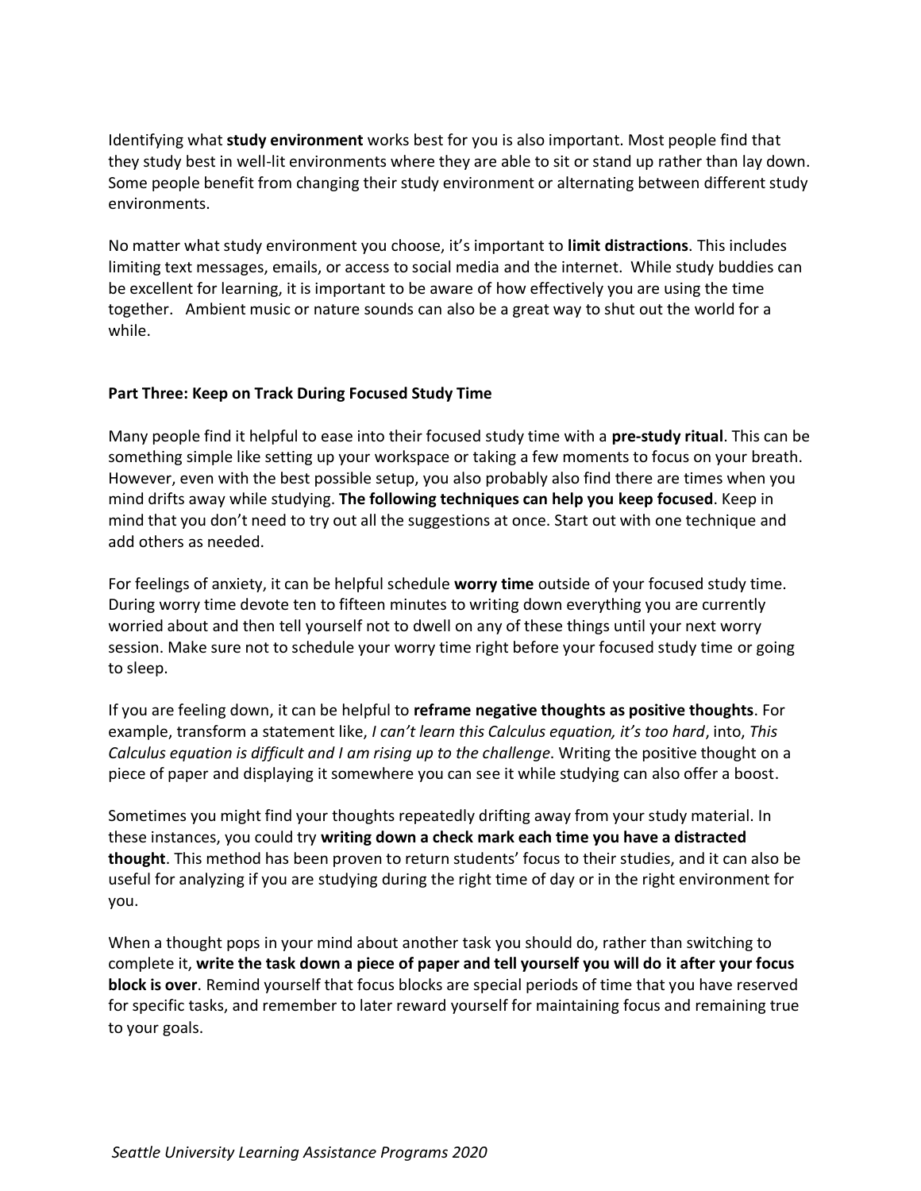Identifying what **study environment** works best for you is also important. Most people find that they study best in well-lit environments where they are able to sit or stand up rather than lay down. Some people benefit from changing their study environment or alternating between different study environments.

No matter what study environment you choose, it's important to **limit distractions**. This includes limiting text messages, emails, or access to social media and the internet. While study buddies can be excellent for learning, it is important to be aware of how effectively you are using the time together. Ambient music or nature sounds can also be a great way to shut out the world for a while.

**Part Three: Keep on Track During Focused Study Time**

Many people find it helpful to ease into their focused study time with a **pre-study ritual**. This can be something simple like setting up your workspace or taking a few moments to focus on your breath. However, even with the best possible setup, you also probably also find there are times when you mind drifts away while studying. **The following techniques can help you keep focused**. Keep in mind that you don't need to try out all the suggestions at once. Start out with one technique and add others as needed.

For feelings of anxiety, it can be helpful schedule **worry time** outside of your focused study time. During worry time devote ten to fifteen minutes to writing down everything you are currently worried about and then tell yourself not to dwell on any of these things until your next worry session. Make sure not to schedule your worry time right before your focused study time or going to sleep.

If you are feeling down, it can be helpful to **reframe negative thoughts as positive thoughts**. For example, transform a statement like, *I can't learn this Calculus equation, it's too hard*, into, *This Calculus equation is difficult and I am rising up to the challenge*. Writing the positive thought on a piece of paper and displaying it somewhere you can see it while studying can also offer a boost.

Sometimes you might find your thoughts repeatedly drifting away from your study material. In these instances, you could try **writing down a check mark each time you have a distracted thought**. This method has been proven to return students' focus to their studies, and it can also be useful for analyzing if you are studying during the right time of day or in the right environment for you.

When a thought pops in your mind about another task you should do, rather than switching to complete it, **write the task down a piece of paper and tell yourself you will do it after your focus block is over**. Remind yourself that focus blocks are special periods of time that you have reserved for specific tasks, and remember to later reward yourself for maintaining focus and remaining true to your goals.